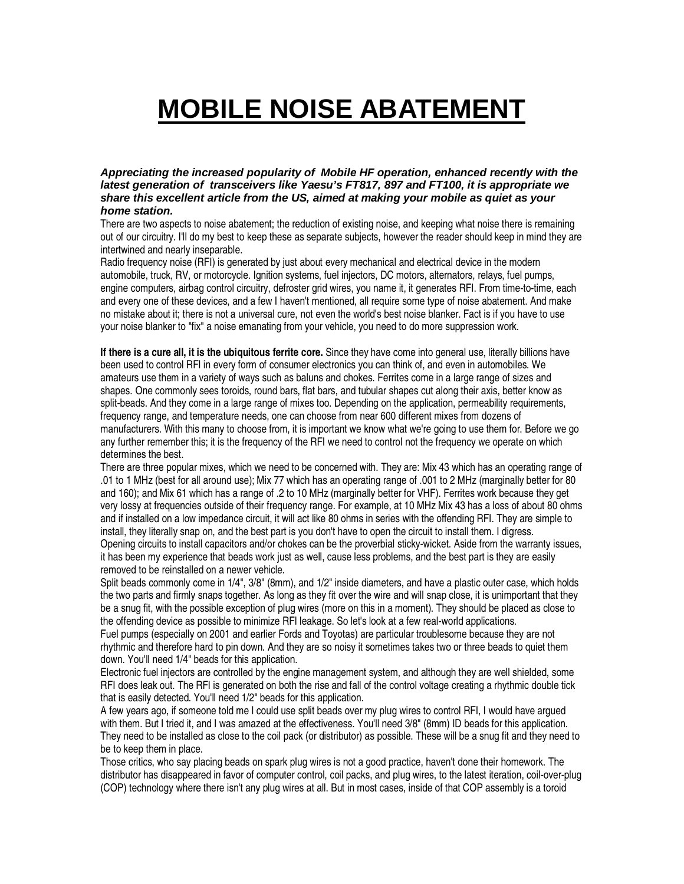# MOBILE NOISE ABATEMENT

***Appreciating the increased popularity of Mobile HF operation, enhanced recently with the latest generation of transceivers like Yaesu's FT817, 897 and FT100, it is appropriate we share this excellent article from the US, aimed at making your mobile as quiet as your home station.***

There are two aspects to noise abatement; the reduction of existing noise, and keeping what noise there is remaining out of our circuitry. I'll do my best to keep these as separate subjects, however the reader should keep in mind they are intertwined and nearly inseparable.

Radio frequency noise (RFI) is generated by just about every mechanical and electrical device in the modern automobile, truck, RV, or motorcycle. Ignition systems, fuel injectors, DC motors, alternators, relays, fuel pumps, engine computers, airbag control circuitry, defroster grid wires, you name it, it generates RFI. From time-to-time, each and every one of these devices, and a few I haven't mentioned, all require some type of noise abatement. And make no mistake about it; there is not a universal cure, not even the world's best noise blanker. Fact is if you have to use your noise blanker to "fix" a noise emanating from your vehicle, you need to do more suppression work.

**If there is a cure all, it is the ubiquitous ferrite core.** Since they have come into general use, literally billions have been used to control RFI in every form of consumer electronics you can think of, and even in automobiles. We amateurs use them in a variety of ways such as baluns and chokes. Ferrites come in a large range of sizes and shapes. One commonly sees toroids, round bars, flat bars, and tubular shapes cut along their axis, better know as split-beads. And they come in a large range of mixes too. Depending on the application, permeability requirements, frequency range, and temperature needs, one can choose from near 600 different mixes from dozens of manufacturers. With this many to choose from, it is important we know what we're going to use them for. Before we go any further remember this; it is the frequency of the RFI we need to control not the frequency we operate on which determines the best.

There are three popular mixes, which we need to be concerned with. They are: Mix 43 which has an operating range of .01 to 1 MHz (best for all around use); Mix 77 which has an operating range of .001 to 2 MHz (marginally better for 80 and 160); and Mix 61 which has a range of .2 to 10 MHz (marginally better for VHF). Ferrites work because they get very lossy at frequencies outside of their frequency range. For example, at 10 MHz Mix 43 has a loss of about 80 ohms and if installed on a low impedance circuit, it will act like 80 ohms in series with the offending RFI. They are simple to install, they literally snap on, and the best part is you don't have to open the circuit to install them. I digress.

Opening circuits to install capacitors and/or chokes can be the proverbial sticky-wicket. Aside from the warranty issues, it has been my experience that beads work just as well, cause less problems, and the best part is they are easily removed to be reinstalled on a newer vehicle.

Split beads commonly come in 1/4", 3/8" (8mm), and 1/2" inside diameters, and have a plastic outer case, which holds the two parts and firmly snaps together. As long as they fit over the wire and will snap close, it is unimportant that they be a snug fit, with the possible exception of plug wires (more on this in a moment). They should be placed as close to the offending device as possible to minimize RFI leakage. So let's look at a few real-world applications.

Fuel pumps (especially on 2001 and earlier Fords and Toyotas) are particular troublesome because they are not rhythmic and therefore hard to pin down. And they are so noisy it sometimes takes two or three beads to quiet them down. You'll need 1/4" beads for this application.

Electronic fuel injectors are controlled by the engine management system, and although they are well shielded, some RFI does leak out. The RFI is generated on both the rise and fall of the control voltage creating a rhythmic double tick that is easily detected. You'll need 1/2" beads for this application.

A few years ago, if someone told me I could use split beads over my plug wires to control RFI, I would have argued with them. But I tried it, and I was amazed at the effectiveness. You'll need 3/8" (8mm) ID beads for this application. They need to be installed as close to the coil pack (or distributor) as possible. These will be a snug fit and they need to be to keep them in place.

Those critics, who say placing beads on spark plug wires is not a good practice, haven't done their homework. The distributor has disappeared in favor of computer control, coil packs, and plug wires, to the latest iteration, coil-over-plug (COP) technology where there isn't any plug wires at all. But in most cases, inside of that COP assembly is a toroid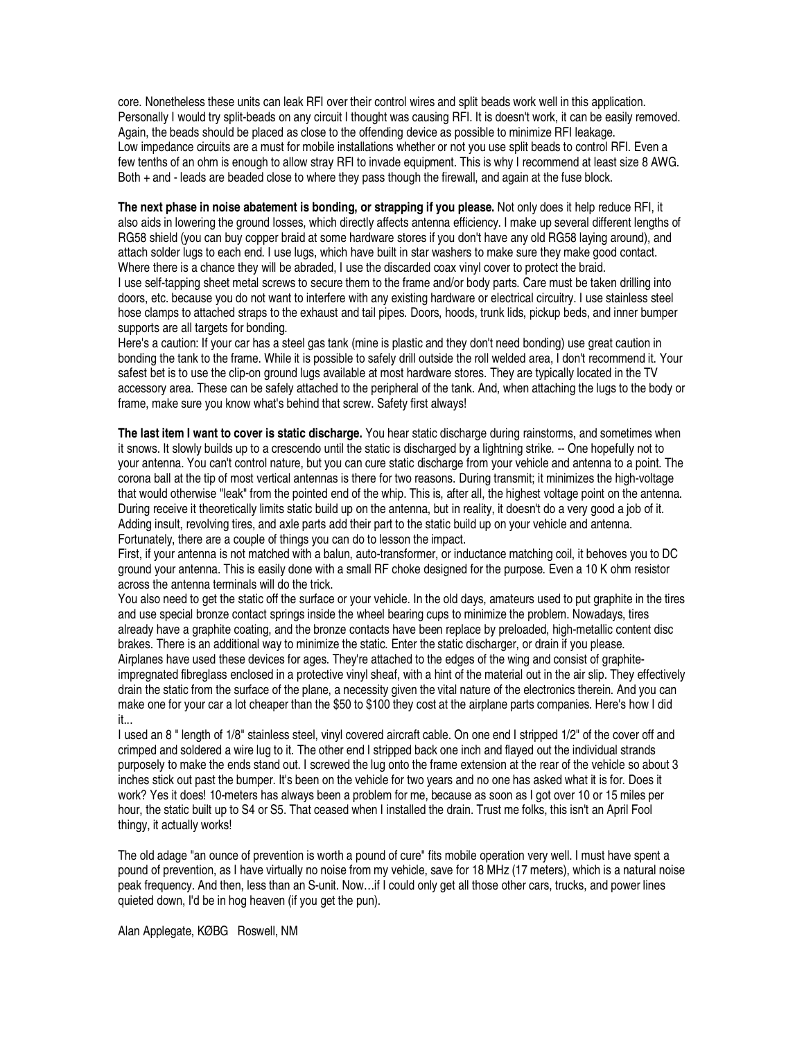core. Nonetheless these units can leak RFI over their control wires and split beads work well in this application. Personally I would try split-beads on any circuit I thought was causing RFI. It is doesn't work, it can be easily removed. Again, the beads should be placed as close to the offending device as possible to minimize RFI leakage.
Low impedance circuits are a must for mobile installations whether or not you use split beads to control RFI. Even a few tenths of an ohm is enough to allow stray RFI to invade equipment. This is why I recommend at least size 8 AWG. Both + and - leads are beaded close to where they pass though the firewall, and again at the fuse block.

**The next phase in noise abatement is bonding, or strapping if you please.** Not only does it help reduce RFI, it also aids in lowering the ground losses, which directly affects antenna efficiency. I make up several different lengths of RG58 shield (you can buy copper braid at some hardware stores if you don't have any old RG58 laying around), and attach solder lugs to each end. I use lugs, which have built in star washers to make sure they make good contact. Where there is a chance they will be abraded, I use the discarded coax vinyl cover to protect the braid.
I use self-tapping sheet metal screws to secure them to the frame and/or body parts. Care must be taken drilling into doors, etc. because you do not want to interfere with any existing hardware or electrical circuitry. I use stainless steel hose clamps to attached straps to the exhaust and tail pipes. Doors, hoods, trunk lids, pickup beds, and inner bumper supports are all targets for bonding.
Here's a caution: If your car has a steel gas tank (mine is plastic and they don't need bonding) use great caution in bonding the tank to the frame. While it is possible to safely drill outside the roll welded area, I don't recommend it. Your safest bet is to use the clip-on ground lugs available at most hardware stores. They are typically located in the TV accessory area. These can be safely attached to the peripheral of the tank. And, when attaching the lugs to the body or frame, make sure you know what's behind that screw. Safety first always!

**The last item I want to cover is static discharge.** You hear static discharge during rainstorms, and sometimes when it snows. It slowly builds up to a crescendo until the static is discharged by a lightning strike. -- One hopefully not to your antenna. You can't control nature, but you can cure static discharge from your vehicle and antenna to a point. The corona ball at the tip of most vertical antennas is there for two reasons. During transmit; it minimizes the high-voltage that would otherwise "leak" from the pointed end of the whip. This is, after all, the highest voltage point on the antenna. During receive it theoretically limits static build up on the antenna, but in reality, it doesn't do a very good a job of it. Adding insult, revolving tires, and axle parts add their part to the static build up on your vehicle and antenna. Fortunately, there are a couple of things you can do to lesson the impact.
First, if your antenna is not matched with a balun, auto-transformer, or inductance matching coil, it behoves you to DC ground your antenna. This is easily done with a small RF choke designed for the purpose. Even a 10 K ohm resistor across the antenna terminals will do the trick.
You also need to get the static off the surface or your vehicle. In the old days, amateurs used to put graphite in the tires and use special bronze contact springs inside the wheel bearing cups to minimize the problem. Nowadays, tires already have a graphite coating, and the bronze contacts have been replace by preloaded, high-metallic content disc brakes. There is an additional way to minimize the static. Enter the static discharger, or drain if you please. Airplanes have used these devices for ages. They're attached to the edges of the wing and consist of graphite-impregnated fibreglass enclosed in a protective vinyl sheaf, with a hint of the material out in the air slip. They effectively drain the static from the surface of the plane, a necessity given the vital nature of the electronics therein. And you can make one for your car a lot cheaper than the $50 to $100 they cost at the airplane parts companies. Here's how I did it...
I used an 8 " length of 1/8" stainless steel, vinyl covered aircraft cable. On one end I stripped 1/2" of the cover off and crimped and soldered a wire lug to it. The other end I stripped back one inch and flayed out the individual strands purposely to make the ends stand out. I screwed the lug onto the frame extension at the rear of the vehicle so about 3 inches stick out past the bumper. It's been on the vehicle for two years and no one has asked what it is for. Does it work? Yes it does! 10-meters has always been a problem for me, because as soon as I got over 10 or 15 miles per hour, the static built up to S4 or S5. That ceased when I installed the drain. Trust me folks, this isn't an April Fool thingy, it actually works!

The old adage "an ounce of prevention is worth a pound of cure" fits mobile operation very well. I must have spent a pound of prevention, as I have virtually no noise from my vehicle, save for 18 MHz (17 meters), which is a natural noise peak frequency. And then, less than an S-unit. Now…if I could only get all those other cars, trucks, and power lines quieted down, I'd be in hog heaven (if you get the pun).

Alan Applegate, KØBG Roswell, NM